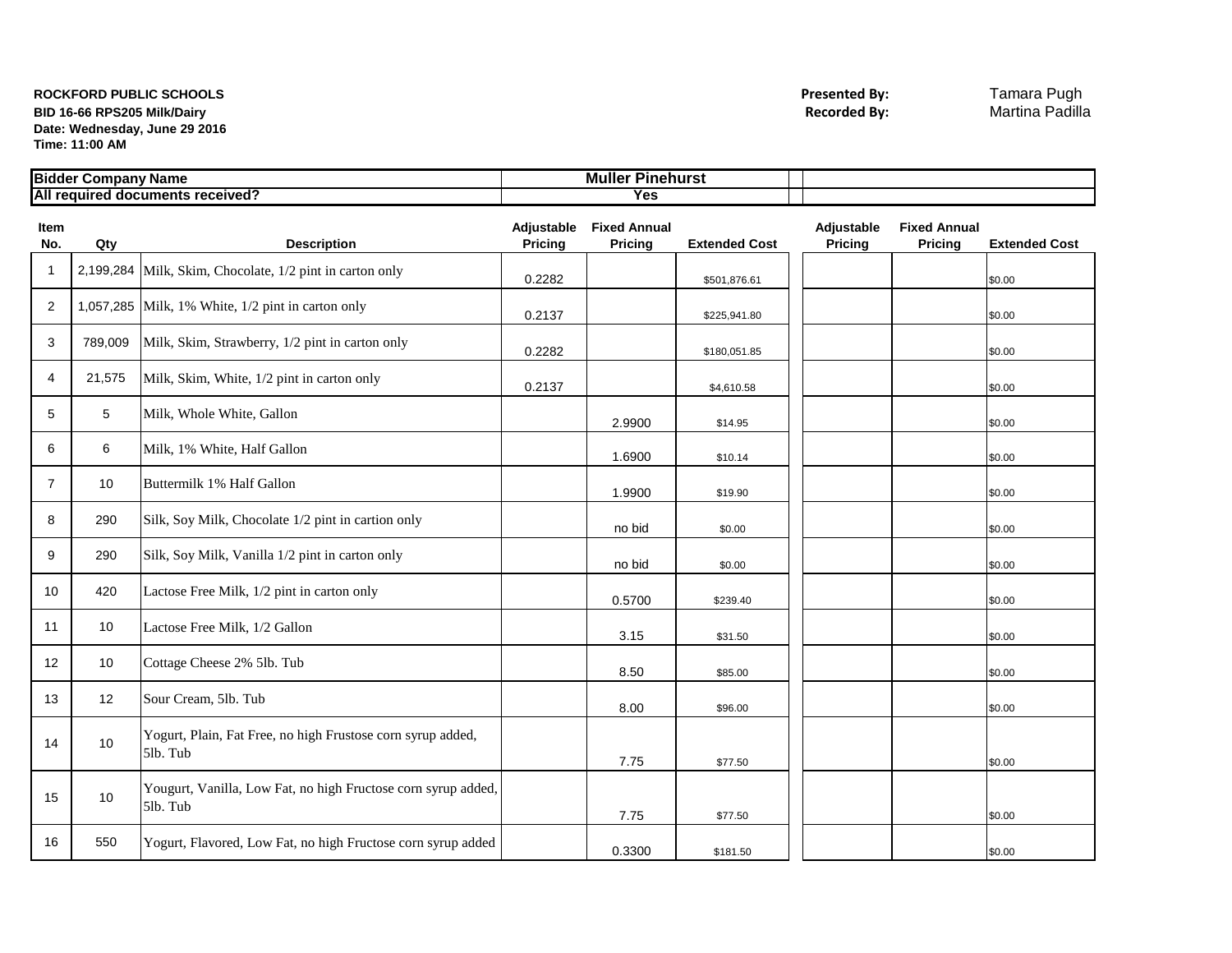**ROCKFORD PUBLIC SCHOOLS**
**BID 16-66 RPS205 Milk/Dairy**
**Date: Wednesday, June 29 2016**
**Time: 11:00 AM**

**Presented By:** Tamara Pugh
**Recorded By:** Martina Padilla

| Bidder Company Name | | | Muller Pinehurst | | | | | |
|---|---|---|---|---|---|---|---|---|
| All required documents received? | | | Yes | | | | | |
| **Item No.** | **Qty** | **Description** | **Adjustable Pricing** | **Fixed Annual Pricing** | **Extended Cost** | **Adjustable Pricing** | **Fixed Annual Pricing** | **Extended Cost** |
| 1 | 2,199,284 | Milk, Skim, Chocolate, 1/2 pint in carton only | 0.2282 | | $501,876.61 | | | $0.00 |
| 2 | 1,057,285 | Milk, 1% White, 1/2 pint in carton only | 0.2137 | | $225,941.80 | | | $0.00 |
| 3 | 789,009 | Milk, Skim, Strawberry, 1/2 pint in carton only | 0.2282 | | $180,051.85 | | | $0.00 |
| 4 | 21,575 | Milk, Skim, White, 1/2 pint in carton only | 0.2137 | | $4,610.58 | | | $0.00 |
| 5 | 5 | Milk, Whole White, Gallon | | 2.9900 | $14.95 | | | $0.00 |
| 6 | 6 | Milk, 1% White, Half Gallon | | 1.6900 | $10.14 | | | $0.00 |
| 7 | 10 | Buttermilk 1% Half Gallon | | 1.9900 | $19.90 | | | $0.00 |
| 8 | 290 | Silk, Soy Milk, Chocolate 1/2 pint in cartion only | | no bid | $0.00 | | | $0.00 |
| 9 | 290 | Silk, Soy Milk, Vanilla 1/2 pint in carton only | | no bid | $0.00 | | | $0.00 |
| 10 | 420 | Lactose Free Milk, 1/2 pint in carton only | | 0.5700 | $239.40 | | | $0.00 |
| 11 | 10 | Lactose Free Milk, 1/2 Gallon | | 3.15 | $31.50 | | | $0.00 |
| 12 | 10 | Cottage Cheese 2% 5lb. Tub | | 8.50 | $85.00 | | | $0.00 |
| 13 | 12 | Sour Cream, 5lb. Tub | | 8.00 | $96.00 | | | $0.00 |
| 14 | 10 | Yogurt, Plain, Fat Free, no high Frustose corn syrup added, 5lb. Tub | | 7.75 | $77.50 | | | $0.00 |
| 15 | 10 | Yougurt, Vanilla, Low Fat, no high Fructose corn syrup added, 5lb. Tub | | 7.75 | $77.50 | | | $0.00 |
| 16 | 550 | Yogurt, Flavored, Low Fat, no high Fructose corn syrup added | | 0.3300 | $181.50 | | | $0.00 |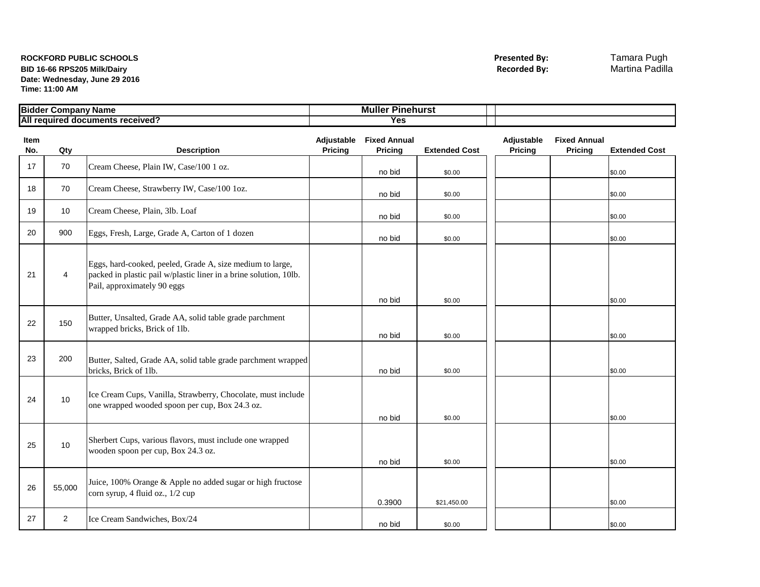**ROCKFORD PUBLIC SCHOOLS**
**BID 16-66 RPS205 Milk/Dairy**
**Date: Wednesday, June 29 2016**
**Time: 11:00 AM**

**Presented By:** Tamara Pugh
**Recorded By:** Martina Padilla

| Bidder Company Name | | | Muller Pinehurst | | | | | |
|---|---|---|---|---|---|---|---|---|
| All required documents received? | | | Yes | | | | | |
| **Item No.** | **Qty** | **Description** | **Adjustable Pricing** | **Fixed Annual Pricing** | **Extended Cost** | **Adjustable Pricing** | **Fixed Annual Pricing** | **Extended Cost** |
| 17 | 70 | Cream Cheese, Plain IW, Case/100 1 oz. | | no bid | $0.00 | | | $0.00 |
| 18 | 70 | Cream Cheese, Strawberry IW, Case/100 1oz. | | no bid | $0.00 | | | $0.00 |
| 19 | 10 | Cream Cheese, Plain, 3lb. Loaf | | no bid | $0.00 | | | $0.00 |
| 20 | 900 | Eggs, Fresh, Large, Grade A, Carton of 1 dozen | | no bid | $0.00 | | | $0.00 |
| 21 | 4 | Eggs, hard-cooked, peeled, Grade A, size medium to large, packed in plastic pail w/plastic liner in a brine solution, 10lb. Pail, approximately 90 eggs | | no bid | $0.00 | | | $0.00 |
| 22 | 150 | Butter, Unsalted, Grade AA, solid table grade parchment wrapped bricks, Brick of 1lb. | | no bid | $0.00 | | | $0.00 |
| 23 | 200 | Butter, Salted, Grade AA, solid table grade parchment wrapped bricks, Brick of 1lb. | | no bid | $0.00 | | | $0.00 |
| 24 | 10 | Ice Cream Cups, Vanilla, Strawberry, Chocolate, must include one wrapped wooded spoon per cup, Box 24.3 oz. | | no bid | $0.00 | | | $0.00 |
| 25 | 10 | Sherbert Cups, various flavors, must include one wrapped wooden spoon per cup, Box 24.3 oz. | | no bid | $0.00 | | | $0.00 |
| 26 | 55,000 | Juice, 100% Orange & Apple no added sugar or high fructose corn syrup, 4 fluid oz., 1/2 cup | | 0.3900 | $21,450.00 | | | $0.00 |
| 27 | 2 | Ice Cream Sandwiches, Box/24 | | no bid | $0.00 | | | $0.00 |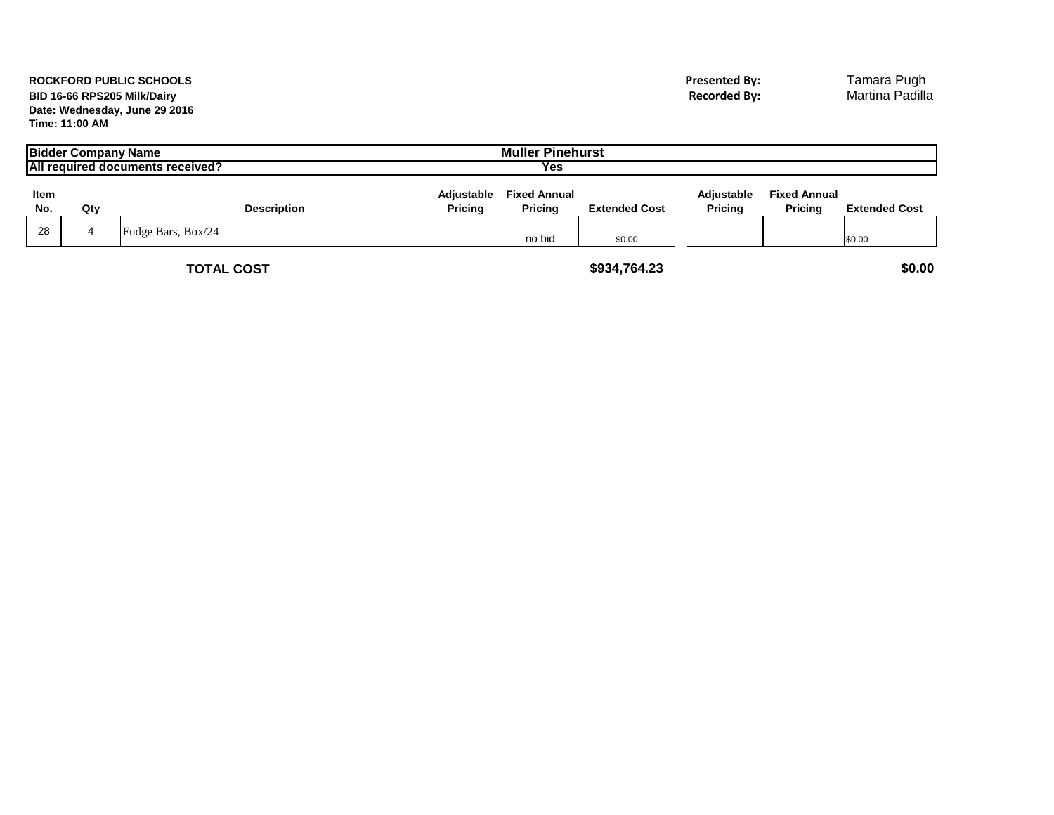**ROCKFORD PUBLIC SCHOOLS**
**BID 16-66 RPS205 Milk/Dairy**
**Date: Wednesday, June 29 2016**
**Time: 11:00 AM**

**Presented By:** Tamara Pugh
**Recorded By:** Martina Padilla

| **Bidder Company Name** | | | **Muller Pinehurst** | | | | | |
|---|---|---|---|---|---|---|---|---|
| **All required documents received?** | | | **Yes** | | | | | |
| **Item No.** | **Qty** | **Description** | **Adjustable Pricing** | **Fixed Annual Pricing** | **Extended Cost** | **Adjustable Pricing** | **Fixed Annual Pricing** | **Extended Cost** |
| 28 | 4 | Fudge Bars, Box/24 | | no bid | $0.00 | | | $0.00 |
| | | **TOTAL COST** | | | **$934,764.23** | | | **$0.00** |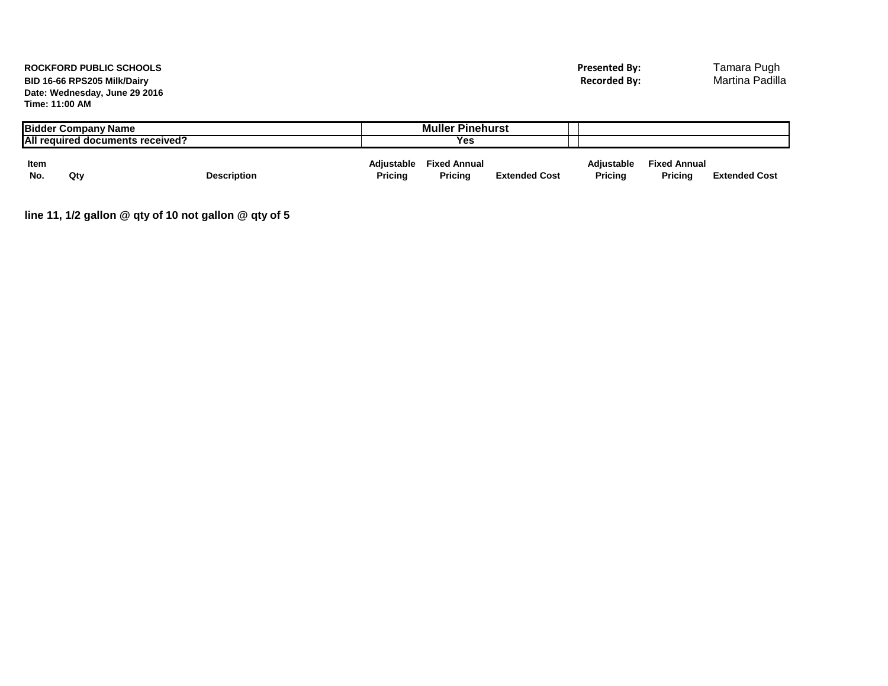**ROCKFORD PUBLIC SCHOOLS**
**BID 16-66 RPS205 Milk/Dairy**
**Date: Wednesday, June 29 2016**
**Time: 11:00 AM**

**Presented By:** Tamara Pugh
**Recorded By:** Martina Padilla

| Bidder Company Name | | | Muller Pinehurst | | | | | | |
|---|---|---|---|---|---|---|---|---|---|
| All required documents received? | | | Yes | | | | | | |
| **Item No.** | **Qty** | **Description** | **Adjustable Pricing** | **Fixed Annual Pricing** | **Extended Cost** | | **Adjustable Pricing** | **Fixed Annual Pricing** | **Extended Cost** |

**line 11, 1/2 gallon @ qty of 10 not gallon @ qty of 5**